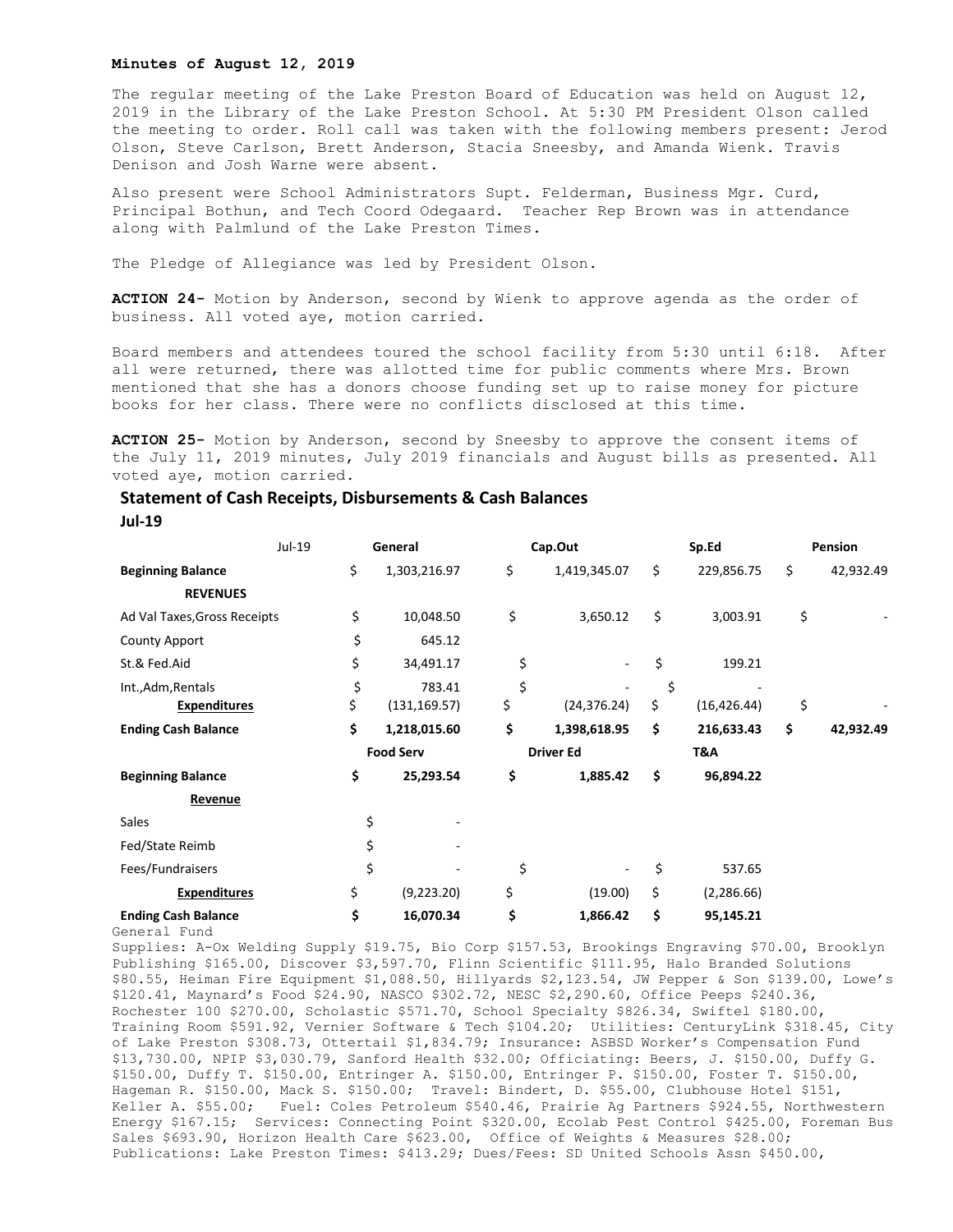**Minutes of August 12, 2019**

The regular meeting of the Lake Preston Board of Education was held on August 12, 2019 in the Library of the Lake Preston School. At 5:30 PM President Olson called the meeting to order. Roll call was taken with the following members present: Jerod Olson, Steve Carlson, Brett Anderson, Stacia Sneesby, and Amanda Wienk. Travis Denison and Josh Warne were absent.

Also present were School Administrators Supt. Felderman, Business Mgr. Curd, Principal Bothun, and Tech Coord Odegaard. Teacher Rep Brown was in attendance along with Palmlund of the Lake Preston Times.

The Pledge of Allegiance was led by President Olson.

**ACTION 24-** Motion by Anderson, second by Wienk to approve agenda as the order of business. All voted aye, motion carried.

Board members and attendees toured the school facility from 5:30 until 6:18. After all were returned, there was allotted time for public comments where Mrs. Brown mentioned that she has a donors choose funding set up to raise money for picture books for her class. There were no conflicts disclosed at this time.

**ACTION 25-** Motion by Anderson, second by Sneesby to approve the consent items of the July 11, 2019 minutes, July 2019 financials and August bills as presented. All voted aye, motion carried.

## Statement of Cash Receipts, Disbursements & Cash Balances

**Jul-19**

| Jul-19 | General | Cap.Out | Sp.Ed | Pension |
|---|---|---|---|---|
| **Beginning Balance** | $ 1,303,216.97 | $ 1,419,345.07 | $ 229,856.75 | $ 42,932.49 |
| **REVENUES** | | | | |
| Ad Val Taxes,Gross Receipts | $ 10,048.50 | $ 3,650.12 | $ 3,003.91 | $ - |
| County Apport | $ 645.12 | | | |
| St.& Fed.Aid | $ 34,491.17 | $ - | $ 199.21 | |
| Int.,Adm,Rentals | $ 783.41 | $ - | $ - | |
| **Expenditures** | $ (131,169.57) | $ (24,376.24) | $ (16,426.44) | $ - |
| **Ending Cash Balance** | **$ 1,218,015.60** | **$ 1,398,618.95** | **$ 216,633.43** | **$ 42,932.49** |
| | **Food Serv** | **Driver Ed** | **T&A** | |
| **Beginning Balance** | **$ 25,293.54** | **$ 1,885.42** | **$ 96,894.22** | |
| **Revenue** | | | | |
| Sales | $ - | | | |
| Fed/State Reimb | $ - | | | |
| Fees/Fundraisers | $ - | $ - | $ 537.65 | |
| **Expenditures** | $ (9,223.20) | $ (19.00) | $ (2,286.66) | |
| **Ending Cash Balance** | **$ 16,070.34** | **$ 1,866.42** | **$ 95,145.21** | |

General Fund

Supplies: A-Ox Welding Supply $19.75, Bio Corp $157.53, Brookings Engraving $70.00, Brooklyn Publishing $165.00, Discover $3,597.70, Flinn Scientific $111.95, Halo Branded Solutions $80.55, Heiman Fire Equipment $1,088.50, Hillyards $2,123.54, JW Pepper & Son $139.00, Lowe's $120.41, Maynard's Food $24.90, NASCO $302.72, NESC $2,290.60, Office Peeps $240.36, Rochester 100 $270.00, Scholastic $571.70, School Specialty $826.34, Swiftel $180.00, Training Room $591.92, Vernier Software & Tech $104.20; Utilities: CenturyLink $318.45, City of Lake Preston $308.73, Ottertail $1,834.79; Insurance: ASBSD Worker's Compensation Fund $13,730.00, NPIP $3,030.79, Sanford Health $32.00; Officiating: Beers, J. $150.00, Duffy G. $150.00, Duffy T. $150.00, Entringer A. $150.00, Entringer P. $150.00, Foster T. $150.00, Hageman R. $150.00, Mack S. $150.00; Travel: Bindert, D. $55.00, Clubhouse Hotel $151, Keller A. $55.00; Fuel: Coles Petroleum $540.46, Prairie Ag Partners $924.55, Northwestern Energy $167.15; Services: Connecting Point $320.00, Ecolab Pest Control $425.00, Foreman Bus Sales $693.90, Horizon Health Care $623.00, Office of Weights & Measures $28.00; Publications: Lake Preston Times: $413.29; Dues/Fees: SD United Schools Assn $450.00,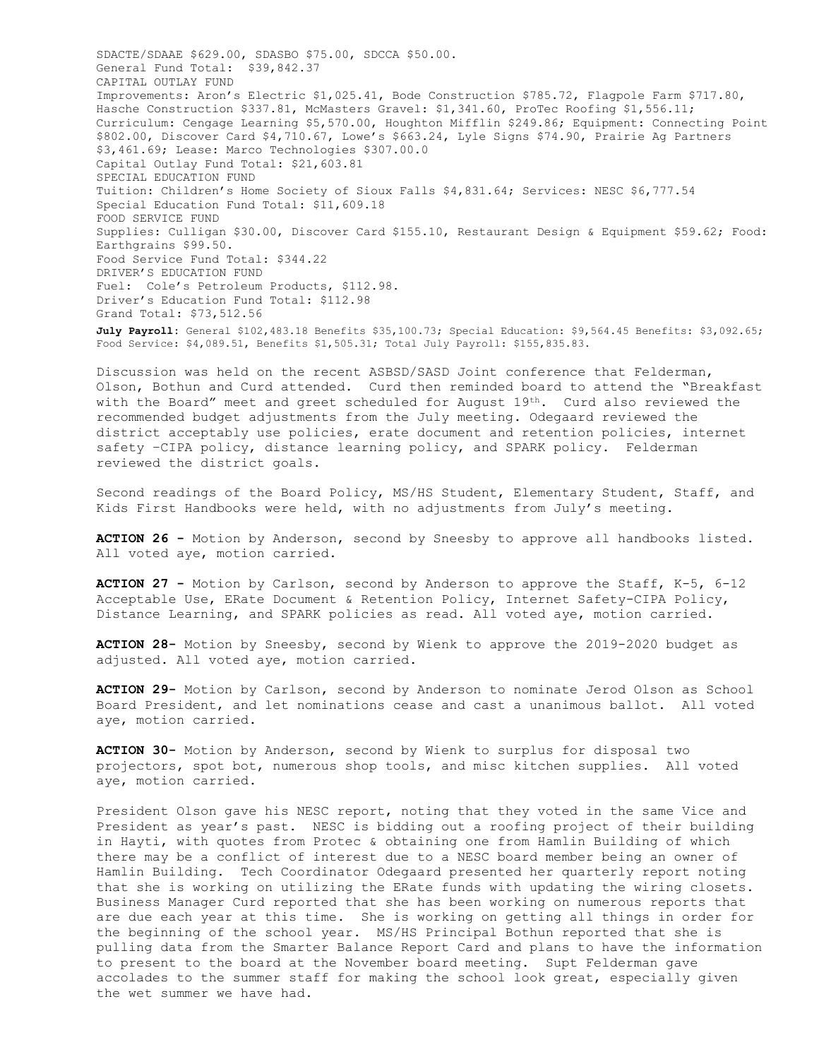SDACTE/SDAAE $629.00, SDASBO $75.00, SDCCA $50.00.
General Fund Total: $39,842.37
CAPITAL OUTLAY FUND
Improvements: Aron's Electric $1,025.41, Bode Construction $785.72, Flagpole Farm $717.80, Hasche Construction $337.81, McMasters Gravel: $1,341.60, ProTec Roofing $1,556.11; Curriculum: Cengage Learning $5,570.00, Houghton Mifflin $249.86; Equipment: Connecting Point $802.00, Discover Card $4,710.67, Lowe's $663.24, Lyle Signs $74.90, Prairie Ag Partners $3,461.69; Lease: Marco Technologies $307.00.0
Capital Outlay Fund Total: $21,603.81
SPECIAL EDUCATION FUND
Tuition: Children's Home Society of Sioux Falls $4,831.64; Services: NESC $6,777.54
Special Education Fund Total: $11,609.18
FOOD SERVICE FUND
Supplies: Culligan $30.00, Discover Card $155.10, Restaurant Design & Equipment $59.62; Food: Earthgrains $99.50.
Food Service Fund Total: $344.22
DRIVER'S EDUCATION FUND
Fuel: Cole's Petroleum Products, $112.98.
Driver's Education Fund Total: $112.98
Grand Total: $73,512.56

**July Payroll**: General $102,483.18 Benefits $35,100.73; Special Education: $9,564.45 Benefits: $3,092.65; Food Service: $4,089.51, Benefits $1,505.31; Total July Payroll: $155,835.83.

Discussion was held on the recent ASBSD/SASD Joint conference that Felderman, Olson, Bothun and Curd attended. Curd then reminded board to attend the "Breakfast with the Board" meet and greet scheduled for August 19th. Curd also reviewed the recommended budget adjustments from the July meeting. Odegaard reviewed the district acceptably use policies, erate document and retention policies, internet safety –CIPA policy, distance learning policy, and SPARK policy. Felderman reviewed the district goals.

Second readings of the Board Policy, MS/HS Student, Elementary Student, Staff, and Kids First Handbooks were held, with no adjustments from July's meeting.

**ACTION 26 -** Motion by Anderson, second by Sneesby to approve all handbooks listed. All voted aye, motion carried.

**ACTION 27 -** Motion by Carlson, second by Anderson to approve the Staff, K-5, 6-12 Acceptable Use, ERate Document & Retention Policy, Internet Safety-CIPA Policy, Distance Learning, and SPARK policies as read. All voted aye, motion carried.

**ACTION 28-** Motion by Sneesby, second by Wienk to approve the 2019-2020 budget as adjusted. All voted aye, motion carried.

**ACTION 29-** Motion by Carlson, second by Anderson to nominate Jerod Olson as School Board President, and let nominations cease and cast a unanimous ballot. All voted aye, motion carried.

**ACTION 30-** Motion by Anderson, second by Wienk to surplus for disposal two projectors, spot bot, numerous shop tools, and misc kitchen supplies. All voted aye, motion carried.

President Olson gave his NESC report, noting that they voted in the same Vice and President as year's past. NESC is bidding out a roofing project of their building in Hayti, with quotes from Protec & obtaining one from Hamlin Building of which there may be a conflict of interest due to a NESC board member being an owner of Hamlin Building. Tech Coordinator Odegaard presented her quarterly report noting that she is working on utilizing the ERate funds with updating the wiring closets. Business Manager Curd reported that she has been working on numerous reports that are due each year at this time. She is working on getting all things in order for the beginning of the school year. MS/HS Principal Bothun reported that she is pulling data from the Smarter Balance Report Card and plans to have the information to present to the board at the November board meeting. Supt Felderman gave accolades to the summer staff for making the school look great, especially given the wet summer we have had.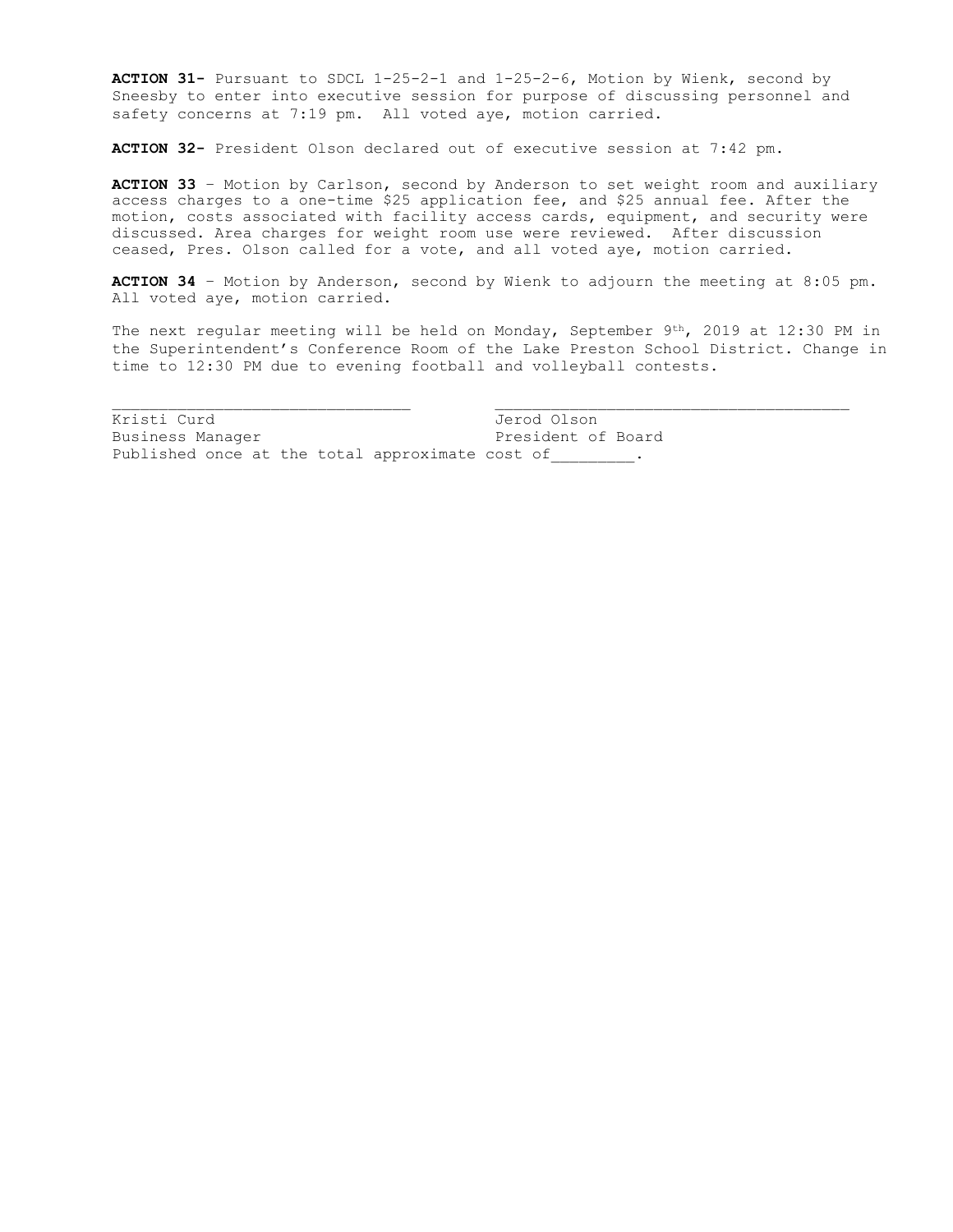**ACTION 31-** Pursuant to SDCL 1-25-2-1 and 1-25-2-6, Motion by Wienk, second by Sneesby to enter into executive session for purpose of discussing personnel and safety concerns at 7:19 pm. All voted aye, motion carried.

**ACTION 32-** President Olson declared out of executive session at 7:42 pm.

**ACTION 33** – Motion by Carlson, second by Anderson to set weight room and auxiliary access charges to a one-time $25 application fee, and $25 annual fee. After the motion, costs associated with facility access cards, equipment, and security were discussed. Area charges for weight room use were reviewed. After discussion ceased, Pres. Olson called for a vote, and all voted aye, motion carried.

**ACTION 34** – Motion by Anderson, second by Wienk to adjourn the meeting at 8:05 pm. All voted aye, motion carried.

The next regular meeting will be held on Monday, September 9th, 2019 at 12:30 PM in the Superintendent's Conference Room of the Lake Preston School District. Change in time to 12:30 PM due to evening football and volleyball contests.

_______________________________ _____________________________________

Kristi Curd — Jerod Olson

Business Manager — President of Board

Published once at the total approximate cost of_________.